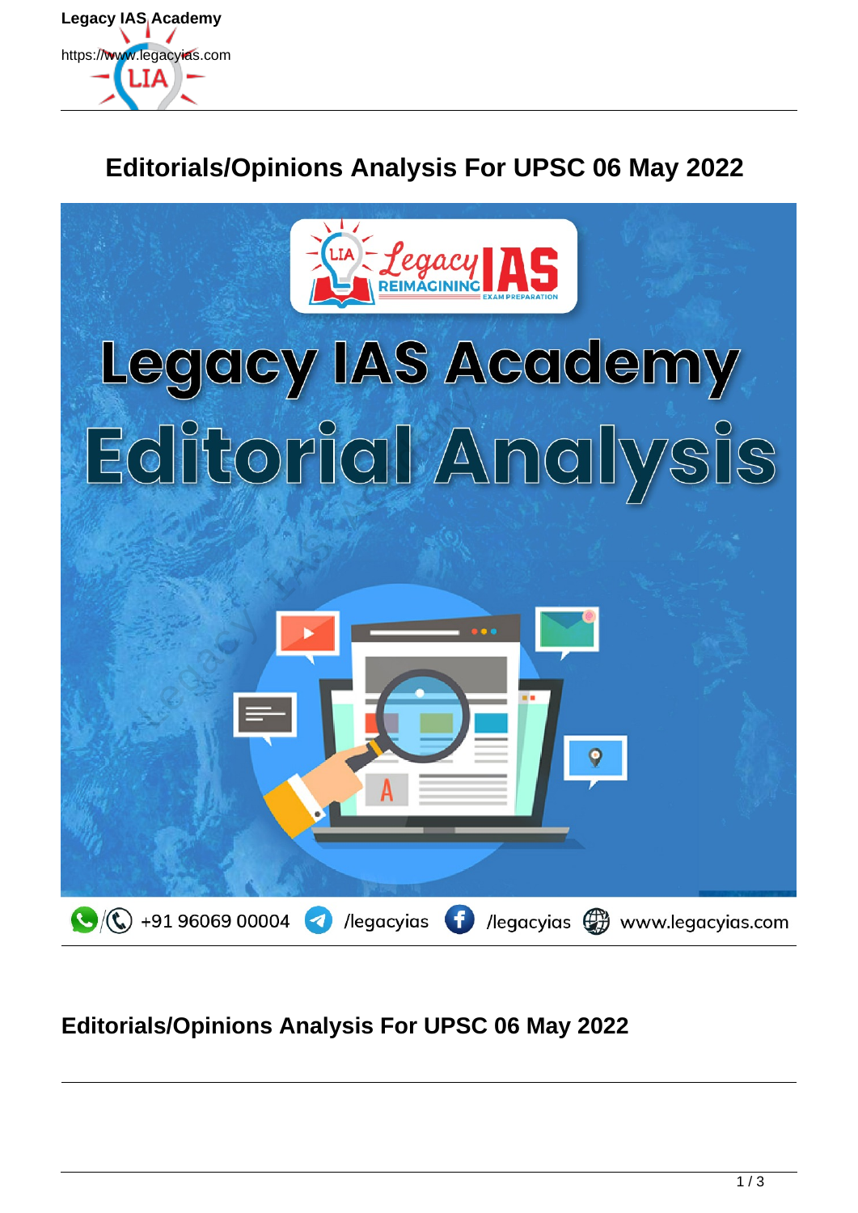# Editorials/Opinions Analysis For UPSC 06 May 2022

## Editorials/Opinions Analysis For UPSC 06 May 2022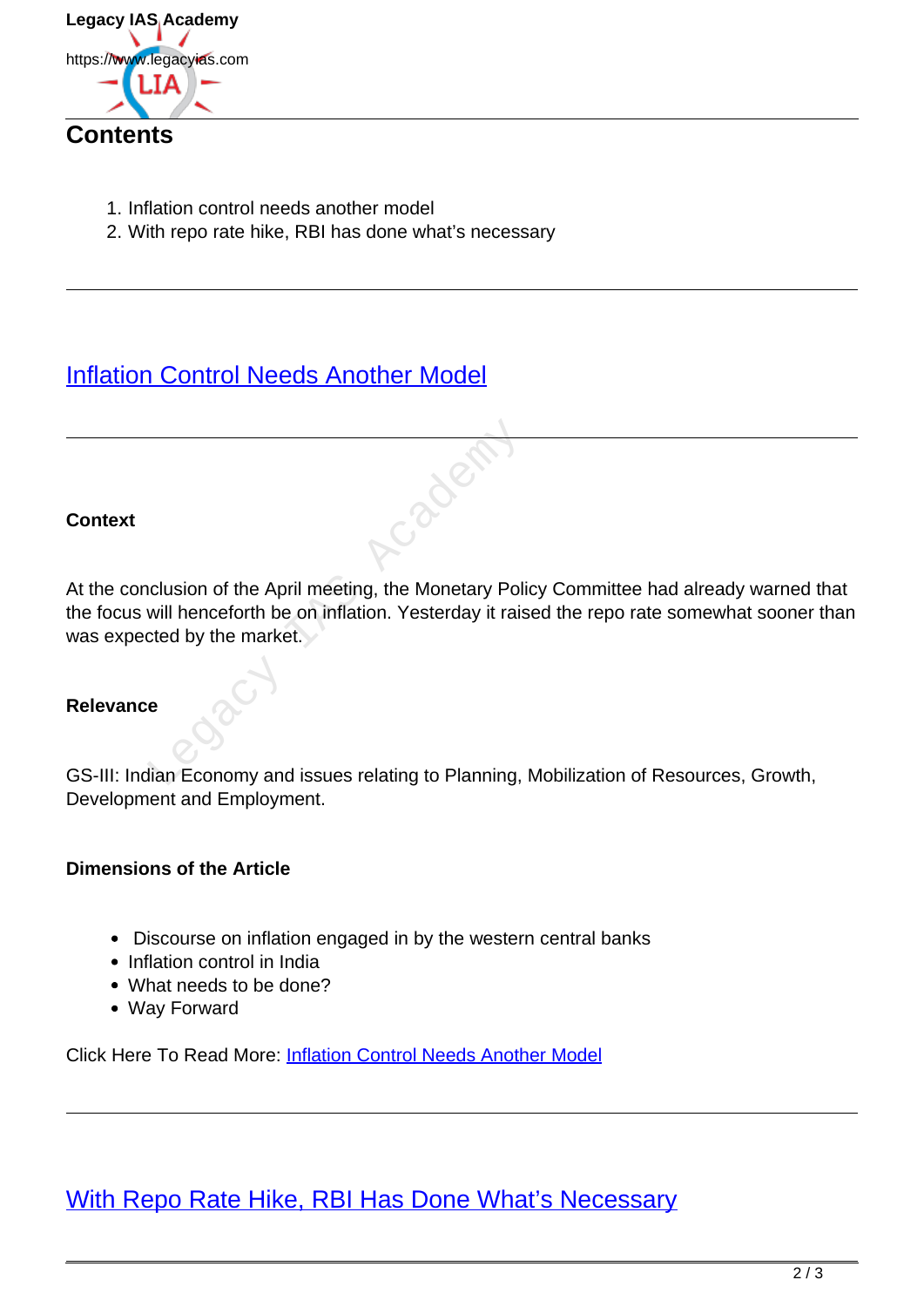## Contents

1. Inflation control needs another model
2. With repo rate hike, RBI has done what's necessary

---

## Inflation Control Needs Another Model

---

**Context**

At the conclusion of the April meeting, the Monetary Policy Committee had already warned that the focus will henceforth be on inflation. Yesterday it raised the repo rate somewhat sooner than was expected by the market.

**Relevance**

GS-III: Indian Economy and issues relating to Planning, Mobilization of Resources, Growth, Development and Employment.

**Dimensions of the Article**

- Discourse on inflation engaged in by the western central banks
- Inflation control in India
- What needs to be done?
- Way Forward

Click Here To Read More: Inflation Control Needs Another Model

---

## With Repo Rate Hike, RBI Has Done What's Necessary

---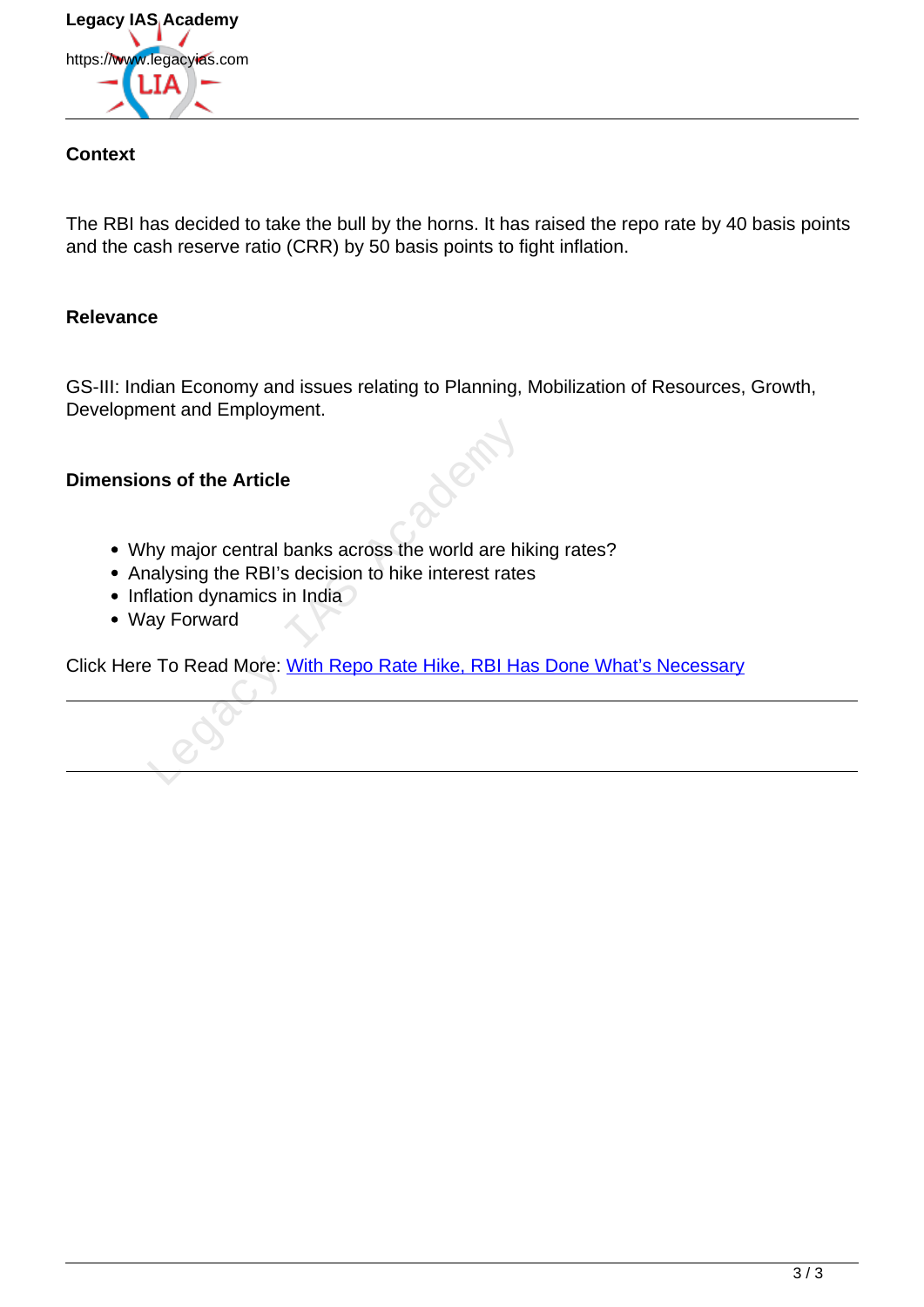### Context

The RBI has decided to take the bull by the horns. It has raised the repo rate by 40 basis points and the cash reserve ratio (CRR) by 50 basis points to fight inflation.

### Relevance

GS-III: Indian Economy and issues relating to Planning, Mobilization of Resources, Growth, Development and Employment.

### Dimensions of the Article

- Why major central banks across the world are hiking rates?
- Analysing the RBI's decision to hike interest rates
- Inflation dynamics in India
- Way Forward

Click Here To Read More: With Repo Rate Hike, RBI Has Done What's Necessary